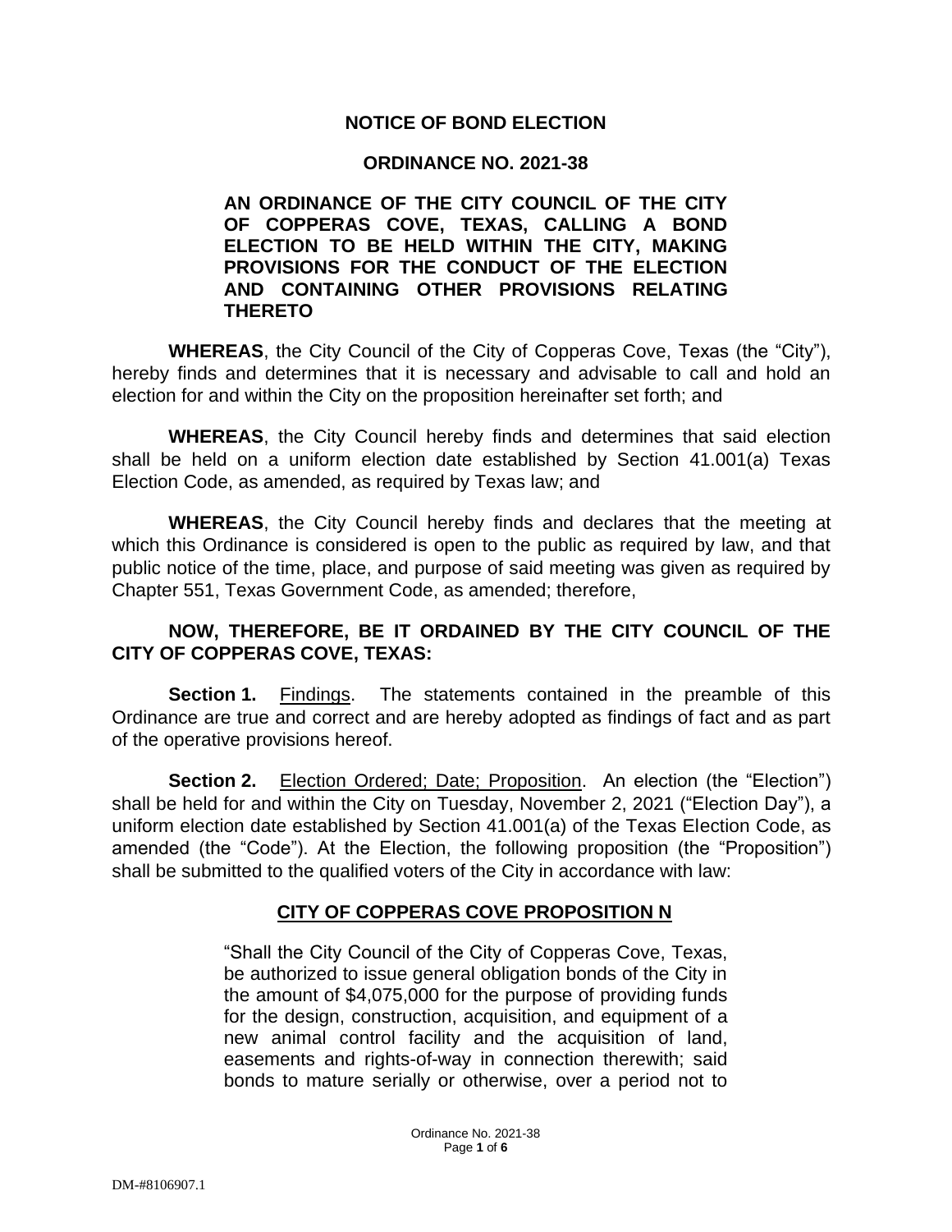# NOTICE OF BOND ELECTION

## ORDINANCE NO. 2021-38

**AN ORDINANCE OF THE CITY COUNCIL OF THE CITY OF COPPERAS COVE, TEXAS, CALLING A BOND ELECTION TO BE HELD WITHIN THE CITY, MAKING PROVISIONS FOR THE CONDUCT OF THE ELECTION AND CONTAINING OTHER PROVISIONS RELATING THERETO**

**WHEREAS**, the City Council of the City of Copperas Cove, Texas (the "City"), hereby finds and determines that it is necessary and advisable to call and hold an election for and within the City on the proposition hereinafter set forth; and

**WHEREAS**, the City Council hereby finds and determines that said election shall be held on a uniform election date established by Section 41.001(a) Texas Election Code, as amended, as required by Texas law; and

**WHEREAS**, the City Council hereby finds and declares that the meeting at which this Ordinance is considered is open to the public as required by law, and that public notice of the time, place, and purpose of said meeting was given as required by Chapter 551, Texas Government Code, as amended; therefore,

**NOW, THEREFORE, BE IT ORDAINED BY THE CITY COUNCIL OF THE CITY OF COPPERAS COVE, TEXAS:**

**Section 1.** Findings. The statements contained in the preamble of this Ordinance are true and correct and are hereby adopted as findings of fact and as part of the operative provisions hereof.

**Section 2.** Election Ordered; Date; Proposition. An election (the "Election") shall be held for and within the City on Tuesday, November 2, 2021 ("Election Day"), a uniform election date established by Section 41.001(a) of the Texas Election Code, as amended (the "Code"). At the Election, the following proposition (the "Proposition") shall be submitted to the qualified voters of the City in accordance with law:

### CITY OF COPPERAS COVE PROPOSITION N

"Shall the City Council of the City of Copperas Cove, Texas, be authorized to issue general obligation bonds of the City in the amount of $4,075,000 for the purpose of providing funds for the design, construction, acquisition, and equipment of a new animal control facility and the acquisition of land, easements and rights-of-way in connection therewith; said bonds to mature serially or otherwise, over a period not to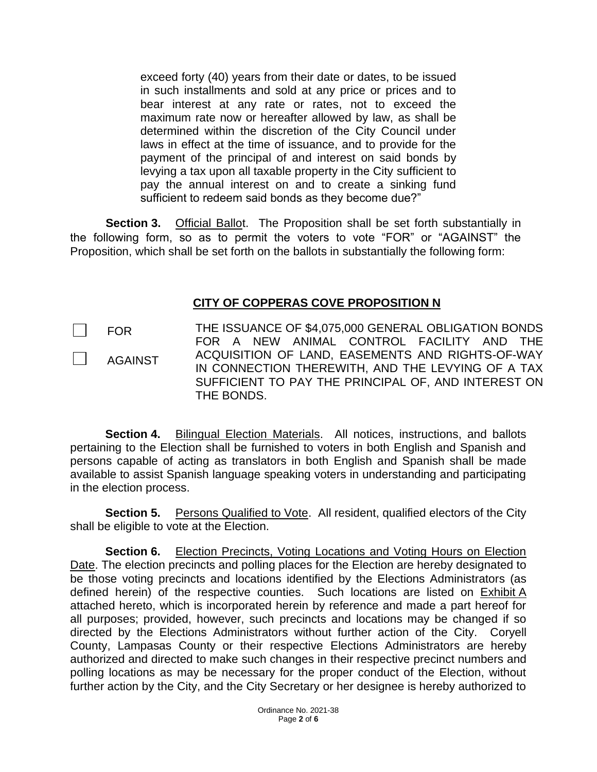exceed forty (40) years from their date or dates, to be issued in such installments and sold at any price or prices and to bear interest at any rate or rates, not to exceed the maximum rate now or hereafter allowed by law, as shall be determined within the discretion of the City Council under laws in effect at the time of issuance, and to provide for the payment of the principal of and interest on said bonds by levying a tax upon all taxable property in the City sufficient to pay the annual interest on and to create a sinking fund sufficient to redeem said bonds as they become due?"

**Section 3.** Official Ballot. The Proposition shall be set forth substantially in the following form, so as to permit the voters to vote "FOR" or "AGAINST" the Proposition, which shall be set forth on the ballots in substantially the following form:

**CITY OF COPPERAS COVE PROPOSITION N**

| | |
|---|---|
| ☐ FOR<br>☐ AGAINST | THE ISSUANCE OF $4,075,000 GENERAL OBLIGATION BONDS FOR A NEW ANIMAL CONTROL FACILITY AND THE ACQUISITION OF LAND, EASEMENTS AND RIGHTS-OF-WAY IN CONNECTION THEREWITH, AND THE LEVYING OF A TAX SUFFICIENT TO PAY THE PRINCIPAL OF, AND INTEREST ON THE BONDS. |

**Section 4.** Bilingual Election Materials. All notices, instructions, and ballots pertaining to the Election shall be furnished to voters in both English and Spanish and persons capable of acting as translators in both English and Spanish shall be made available to assist Spanish language speaking voters in understanding and participating in the election process.

**Section 5.** Persons Qualified to Vote. All resident, qualified electors of the City shall be eligible to vote at the Election.

**Section 6.** Election Precincts, Voting Locations and Voting Hours on Election Date. The election precincts and polling places for the Election are hereby designated to be those voting precincts and locations identified by the Elections Administrators (as defined herein) of the respective counties. Such locations are listed on Exhibit A attached hereto, which is incorporated herein by reference and made a part hereof for all purposes; provided, however, such precincts and locations may be changed if so directed by the Elections Administrators without further action of the City. Coryell County, Lampasas County or their respective Elections Administrators are hereby authorized and directed to make such changes in their respective precinct numbers and polling locations as may be necessary for the proper conduct of the Election, without further action by the City, and the City Secretary or her designee is hereby authorized to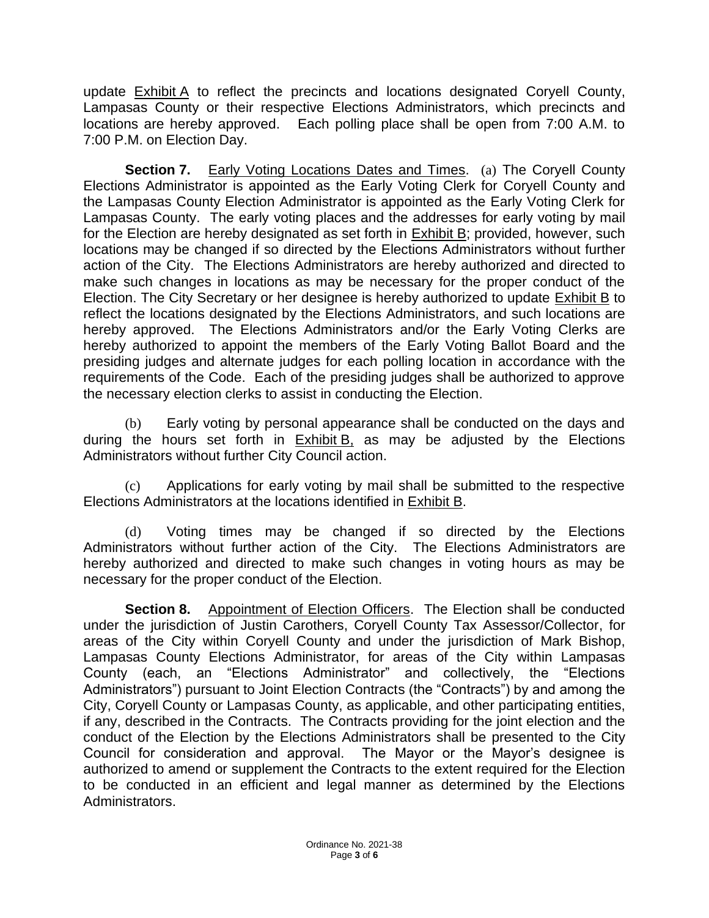update Exhibit A to reflect the precincts and locations designated Coryell County, Lampasas County or their respective Elections Administrators, which precincts and locations are hereby approved. Each polling place shall be open from 7:00 A.M. to 7:00 P.M. on Election Day.

**Section 7.** Early Voting Locations Dates and Times. (a) The Coryell County Elections Administrator is appointed as the Early Voting Clerk for Coryell County and the Lampasas County Election Administrator is appointed as the Early Voting Clerk for Lampasas County. The early voting places and the addresses for early voting by mail for the Election are hereby designated as set forth in Exhibit B; provided, however, such locations may be changed if so directed by the Elections Administrators without further action of the City. The Elections Administrators are hereby authorized and directed to make such changes in locations as may be necessary for the proper conduct of the Election. The City Secretary or her designee is hereby authorized to update Exhibit B to reflect the locations designated by the Elections Administrators, and such locations are hereby approved. The Elections Administrators and/or the Early Voting Clerks are hereby authorized to appoint the members of the Early Voting Ballot Board and the presiding judges and alternate judges for each polling location in accordance with the requirements of the Code. Each of the presiding judges shall be authorized to approve the necessary election clerks to assist in conducting the Election.

(b) Early voting by personal appearance shall be conducted on the days and during the hours set forth in Exhibit B, as may be adjusted by the Elections Administrators without further City Council action.

(c) Applications for early voting by mail shall be submitted to the respective Elections Administrators at the locations identified in Exhibit B.

(d) Voting times may be changed if so directed by the Elections Administrators without further action of the City. The Elections Administrators are hereby authorized and directed to make such changes in voting hours as may be necessary for the proper conduct of the Election.

**Section 8.** Appointment of Election Officers. The Election shall be conducted under the jurisdiction of Justin Carothers, Coryell County Tax Assessor/Collector, for areas of the City within Coryell County and under the jurisdiction of Mark Bishop, Lampasas County Elections Administrator, for areas of the City within Lampasas County (each, an "Elections Administrator" and collectively, the "Elections Administrators") pursuant to Joint Election Contracts (the "Contracts") by and among the City, Coryell County or Lampasas County, as applicable, and other participating entities, if any, described in the Contracts. The Contracts providing for the joint election and the conduct of the Election by the Elections Administrators shall be presented to the City Council for consideration and approval. The Mayor or the Mayor's designee is authorized to amend or supplement the Contracts to the extent required for the Election to be conducted in an efficient and legal manner as determined by the Elections Administrators.

Ordinance No. 2021-38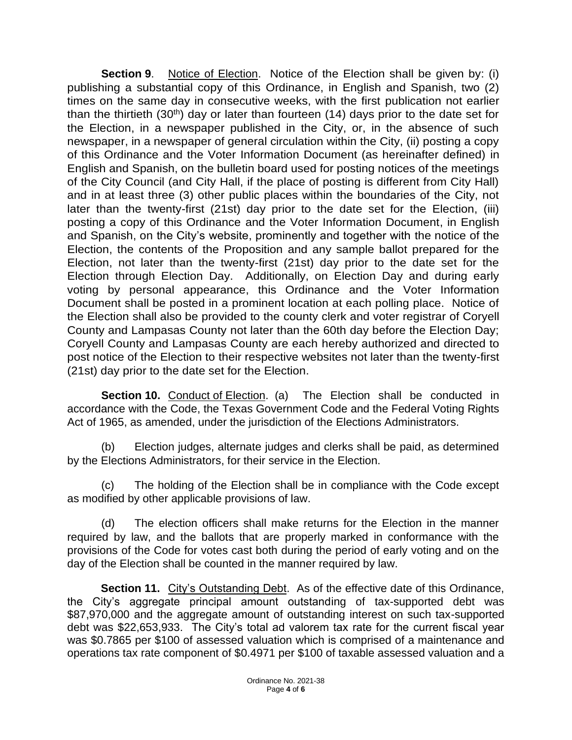**Section 9**. Notice of Election. Notice of the Election shall be given by: (i) publishing a substantial copy of this Ordinance, in English and Spanish, two (2) times on the same day in consecutive weeks, with the first publication not earlier than the thirtieth (30th) day or later than fourteen (14) days prior to the date set for the Election, in a newspaper published in the City, or, in the absence of such newspaper, in a newspaper of general circulation within the City, (ii) posting a copy of this Ordinance and the Voter Information Document (as hereinafter defined) in English and Spanish, on the bulletin board used for posting notices of the meetings of the City Council (and City Hall, if the place of posting is different from City Hall) and in at least three (3) other public places within the boundaries of the City, not later than the twenty-first (21st) day prior to the date set for the Election, (iii) posting a copy of this Ordinance and the Voter Information Document, in English and Spanish, on the City's website, prominently and together with the notice of the Election, the contents of the Proposition and any sample ballot prepared for the Election, not later than the twenty-first (21st) day prior to the date set for the Election through Election Day. Additionally, on Election Day and during early voting by personal appearance, this Ordinance and the Voter Information Document shall be posted in a prominent location at each polling place. Notice of the Election shall also be provided to the county clerk and voter registrar of Coryell County and Lampasas County not later than the 60th day before the Election Day; Coryell County and Lampasas County are each hereby authorized and directed to post notice of the Election to their respective websites not later than the twenty-first (21st) day prior to the date set for the Election.

**Section 10.** Conduct of Election. (a) The Election shall be conducted in accordance with the Code, the Texas Government Code and the Federal Voting Rights Act of 1965, as amended, under the jurisdiction of the Elections Administrators.

(b) Election judges, alternate judges and clerks shall be paid, as determined by the Elections Administrators, for their service in the Election.

(c) The holding of the Election shall be in compliance with the Code except as modified by other applicable provisions of law.

(d) The election officers shall make returns for the Election in the manner required by law, and the ballots that are properly marked in conformance with the provisions of the Code for votes cast both during the period of early voting and on the day of the Election shall be counted in the manner required by law.

**Section 11.** City's Outstanding Debt. As of the effective date of this Ordinance, the City's aggregate principal amount outstanding of tax-supported debt was \$87,970,000 and the aggregate amount of outstanding interest on such tax-supported debt was \$22,653,933. The City's total ad valorem tax rate for the current fiscal year was \$0.7865 per \$100 of assessed valuation which is comprised of a maintenance and operations tax rate component of \$0.4971 per \$100 of taxable assessed valuation and a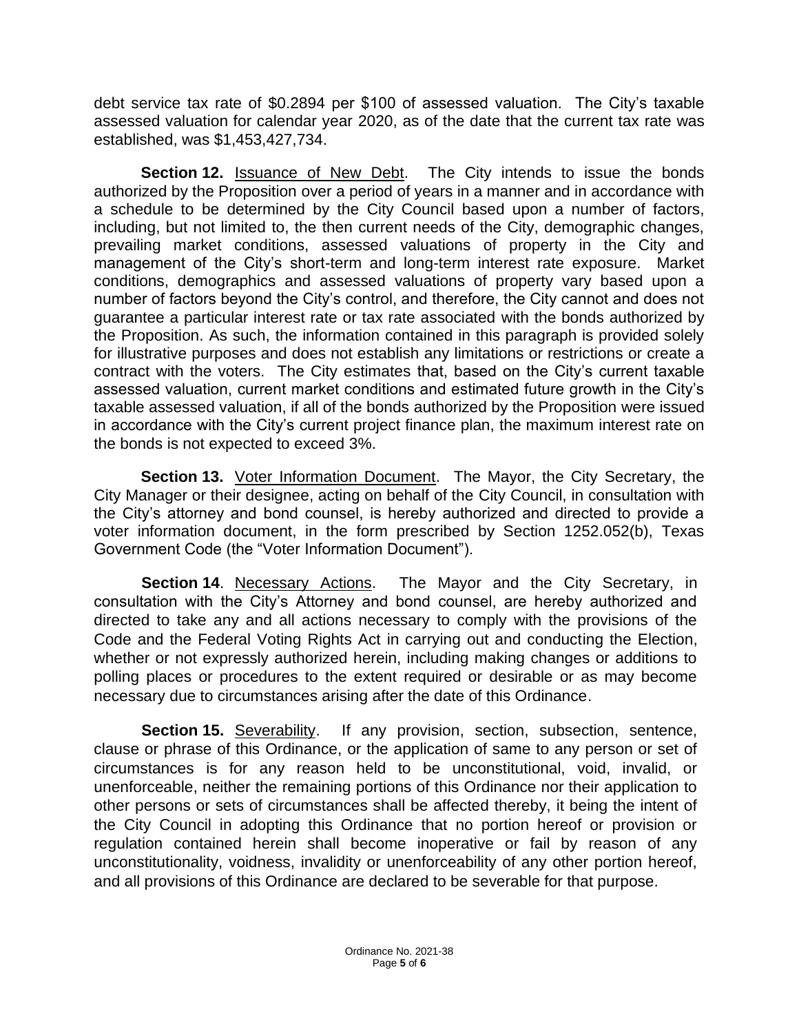debt service tax rate of $0.2894 per $100 of assessed valuation. The City's taxable assessed valuation for calendar year 2020, as of the date that the current tax rate was established, was $1,453,427,734.

**Section 12.** Issuance of New Debt. The City intends to issue the bonds authorized by the Proposition over a period of years in a manner and in accordance with a schedule to be determined by the City Council based upon a number of factors, including, but not limited to, the then current needs of the City, demographic changes, prevailing market conditions, assessed valuations of property in the City and management of the City's short-term and long-term interest rate exposure. Market conditions, demographics and assessed valuations of property vary based upon a number of factors beyond the City's control, and therefore, the City cannot and does not guarantee a particular interest rate or tax rate associated with the bonds authorized by the Proposition. As such, the information contained in this paragraph is provided solely for illustrative purposes and does not establish any limitations or restrictions or create a contract with the voters. The City estimates that, based on the City's current taxable assessed valuation, current market conditions and estimated future growth in the City's taxable assessed valuation, if all of the bonds authorized by the Proposition were issued in accordance with the City's current project finance plan, the maximum interest rate on the bonds is not expected to exceed 3%.

**Section 13.** Voter Information Document. The Mayor, the City Secretary, the City Manager or their designee, acting on behalf of the City Council, in consultation with the City's attorney and bond counsel, is hereby authorized and directed to provide a voter information document, in the form prescribed by Section 1252.052(b), Texas Government Code (the "Voter Information Document").

**Section 14**. Necessary Actions. The Mayor and the City Secretary, in consultation with the City's Attorney and bond counsel, are hereby authorized and directed to take any and all actions necessary to comply with the provisions of the Code and the Federal Voting Rights Act in carrying out and conducting the Election, whether or not expressly authorized herein, including making changes or additions to polling places or procedures to the extent required or desirable or as may become necessary due to circumstances arising after the date of this Ordinance.

**Section 15.** Severability. If any provision, section, subsection, sentence, clause or phrase of this Ordinance, or the application of same to any person or set of circumstances is for any reason held to be unconstitutional, void, invalid, or unenforceable, neither the remaining portions of this Ordinance nor their application to other persons or sets of circumstances shall be affected thereby, it being the intent of the City Council in adopting this Ordinance that no portion hereof or provision or regulation contained herein shall become inoperative or fail by reason of any unconstitutionality, voidness, invalidity or unenforceability of any other portion hereof, and all provisions of this Ordinance are declared to be severable for that purpose.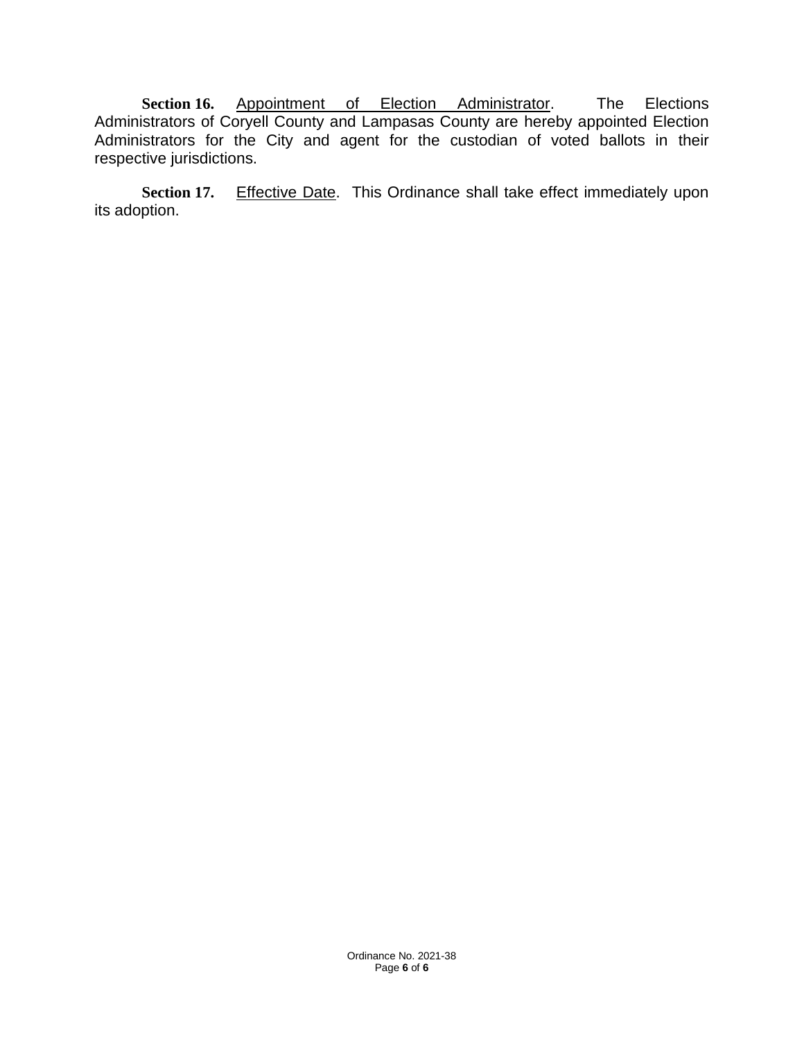**Section 16.** Appointment of Election Administrator. The Elections Administrators of Coryell County and Lampasas County are hereby appointed Election Administrators for the City and agent for the custodian of voted ballots in their respective jurisdictions.

**Section 17.** Effective Date. This Ordinance shall take effect immediately upon its adoption.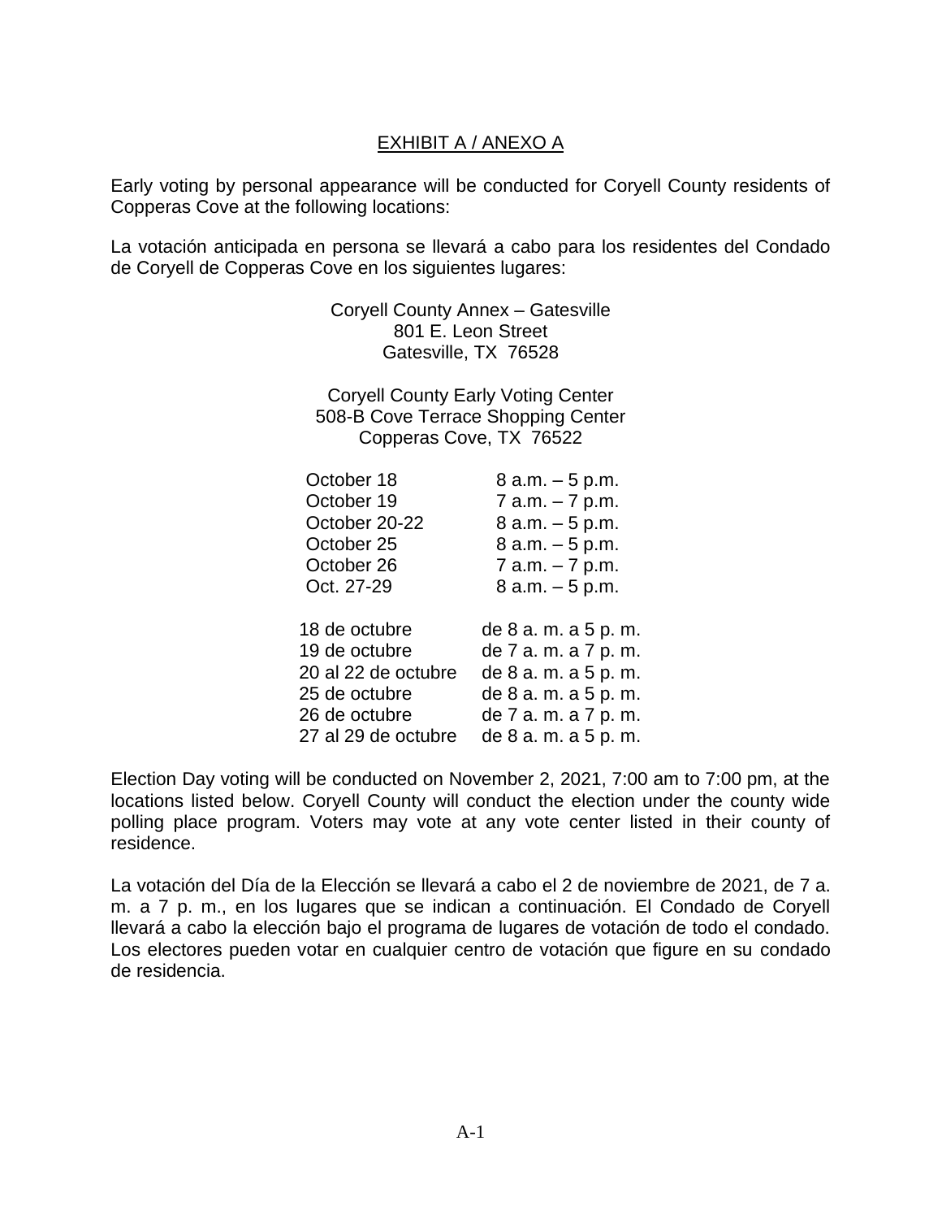EXHIBIT A / ANEXO A

Early voting by personal appearance will be conducted for Coryell County residents of Copperas Cove at the following locations:

La votación anticipada en persona se llevará a cabo para los residentes del Condado de Coryell de Copperas Cove en los siguientes lugares:

Coryell County Annex – Gatesville
801 E. Leon Street
Gatesville, TX 76528

Coryell County Early Voting Center
508-B Cove Terrace Shopping Center
Copperas Cove, TX 76522

| | |
|---|---|
| October 18 | 8 a.m. – 5 p.m. |
| October 19 | 7 a.m. – 7 p.m. |
| October 20-22 | 8 a.m. – 5 p.m. |
| October 25 | 8 a.m. – 5 p.m. |
| October 26 | 7 a.m. – 7 p.m. |
| Oct. 27-29 | 8 a.m. – 5 p.m. |

| | |
|---|---|
| 18 de octubre | de 8 a. m. a 5 p. m. |
| 19 de octubre | de 7 a. m. a 7 p. m. |
| 20 al 22 de octubre | de 8 a. m. a 5 p. m. |
| 25 de octubre | de 8 a. m. a 5 p. m. |
| 26 de octubre | de 7 a. m. a 7 p. m. |
| 27 al 29 de octubre | de 8 a. m. a 5 p. m. |

Election Day voting will be conducted on November 2, 2021, 7:00 am to 7:00 pm, at the locations listed below. Coryell County will conduct the election under the county wide polling place program. Voters may vote at any vote center listed in their county of residence.

La votación del Día de la Elección se llevará a cabo el 2 de noviembre de 2021, de 7 a. m. a 7 p. m., en los lugares que se indican a continuación. El Condado de Coryell llevará a cabo la elección bajo el programa de lugares de votación de todo el condado. Los electores pueden votar en cualquier centro de votación que figure en su condado de residencia.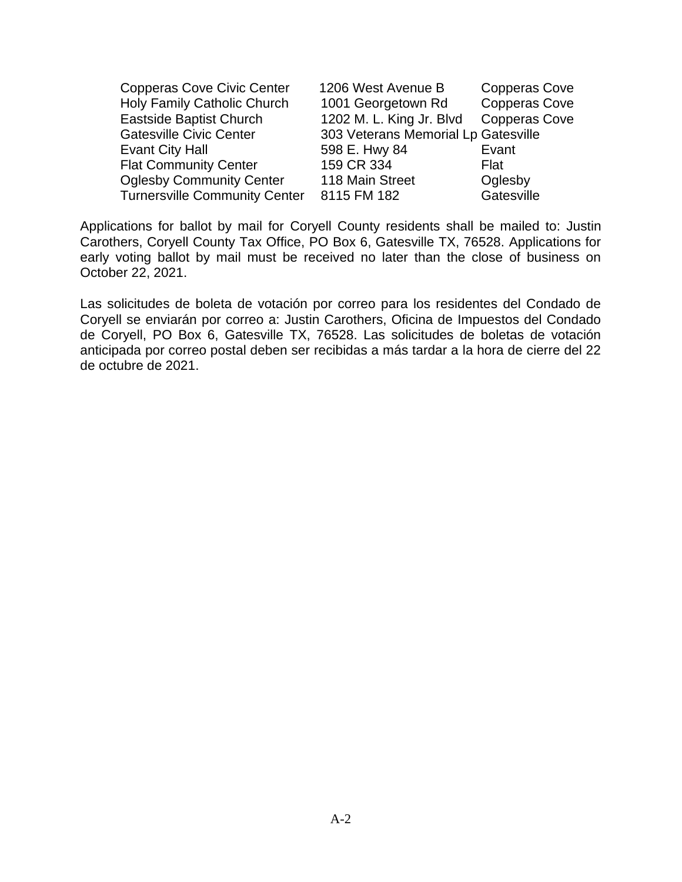| | | |
|---|---|---|
| Copperas Cove Civic Center | 1206 West Avenue B | Copperas Cove |
| Holy Family Catholic Church | 1001 Georgetown Rd | Copperas Cove |
| Eastside Baptist Church | 1202 M. L. King Jr. Blvd | Copperas Cove |
| Gatesville Civic Center | 303 Veterans Memorial Lp | Gatesville |
| Evant City Hall | 598 E. Hwy 84 | Evant |
| Flat Community Center | 159 CR 334 | Flat |
| Oglesby Community Center | 118 Main Street | Oglesby |
| Turnersville Community Center | 8115 FM 182 | Gatesville |

Applications for ballot by mail for Coryell County residents shall be mailed to: Justin Carothers, Coryell County Tax Office, PO Box 6, Gatesville TX, 76528. Applications for early voting ballot by mail must be received no later than the close of business on October 22, 2021.

Las solicitudes de boleta de votación por correo para los residentes del Condado de Coryell se enviarán por correo a: Justin Carothers, Oficina de Impuestos del Condado de Coryell, PO Box 6, Gatesville TX, 76528. Las solicitudes de boletas de votación anticipada por correo postal deben ser recibidas a más tardar a la hora de cierre del 22 de octubre de 2021.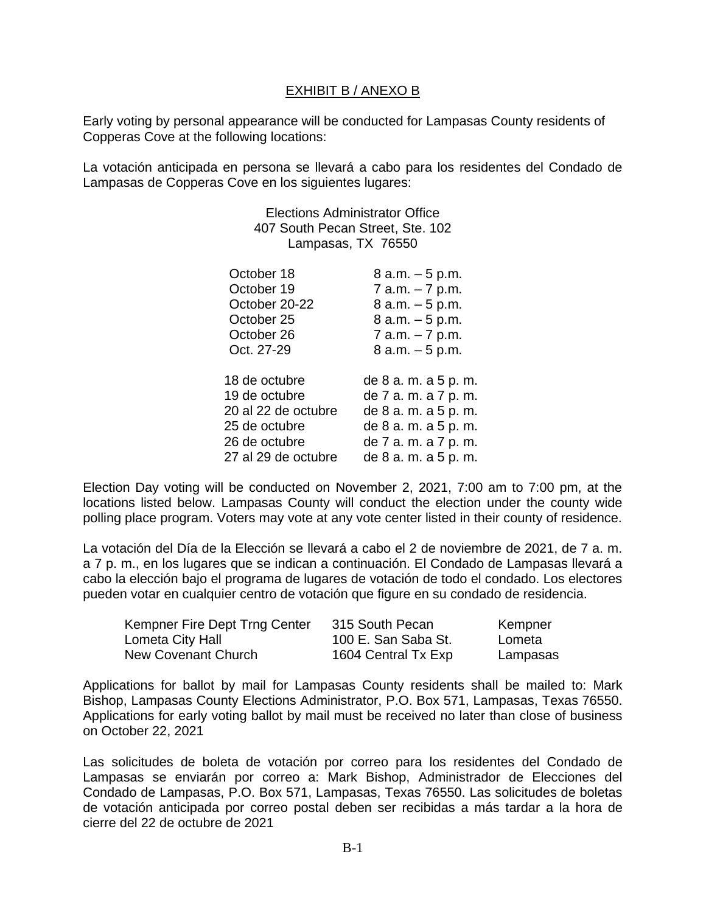## EXHIBIT B / ANEXO B

Early voting by personal appearance will be conducted for Lampasas County residents of Copperas Cove at the following locations:

La votación anticipada en persona se llevará a cabo para los residentes del Condado de Lampasas de Copperas Cove en los siguientes lugares:

Elections Administrator Office
407 South Pecan Street, Ste. 102
Lampasas, TX 76550

| | |
|---|---|
| October 18 | 8 a.m. – 5 p.m. |
| October 19 | 7 a.m. – 7 p.m. |
| October 20-22 | 8 a.m. – 5 p.m. |
| October 25 | 8 a.m. – 5 p.m. |
| October 26 | 7 a.m. – 7 p.m. |
| Oct. 27-29 | 8 a.m. – 5 p.m. |

| | |
|---|---|
| 18 de octubre | de 8 a. m. a 5 p. m. |
| 19 de octubre | de 7 a. m. a 7 p. m. |
| 20 al 22 de octubre | de 8 a. m. a 5 p. m. |
| 25 de octubre | de 8 a. m. a 5 p. m. |
| 26 de octubre | de 7 a. m. a 7 p. m. |
| 27 al 29 de octubre | de 8 a. m. a 5 p. m. |

Election Day voting will be conducted on November 2, 2021, 7:00 am to 7:00 pm, at the locations listed below. Lampasas County will conduct the election under the county wide polling place program. Voters may vote at any vote center listed in their county of residence.

La votación del Día de la Elección se llevará a cabo el 2 de noviembre de 2021, de 7 a. m. a 7 p. m., en los lugares que se indican a continuación. El Condado de Lampasas llevará a cabo la elección bajo el programa de lugares de votación de todo el condado. Los electores pueden votar en cualquier centro de votación que figure en su condado de residencia.

| | | |
|---|---|---|
| Kempner Fire Dept Trng Center | 315 South Pecan | Kempner |
| Lometa City Hall | 100 E. San Saba St. | Lometa |
| New Covenant Church | 1604 Central Tx Exp | Lampasas |

Applications for ballot by mail for Lampasas County residents shall be mailed to: Mark Bishop, Lampasas County Elections Administrator, P.O. Box 571, Lampasas, Texas 76550. Applications for early voting ballot by mail must be received no later than close of business on October 22, 2021

Las solicitudes de boleta de votación por correo para los residentes del Condado de Lampasas se enviarán por correo a: Mark Bishop, Administrador de Elecciones del Condado de Lampasas, P.O. Box 571, Lampasas, Texas 76550. Las solicitudes de boletas de votación anticipada por correo postal deben ser recibidas a más tardar a la hora de cierre del 22 de octubre de 2021